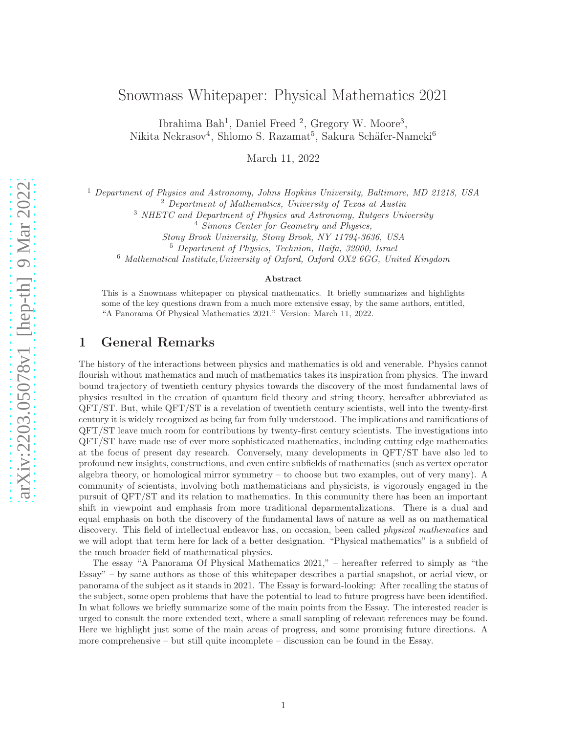# Snowmass Whitepaper: Physical Mathematics 2021

Ibrahima Bah[1], Daniel Freed [2], Gregory W. Moore[3], Nikita Nekrasov[4], Shlomo S. Razamat[5], Sakura Schäfer-Nameki[6]

March 11, 2022

[1] *Department of Physics and Astronomy, Johns Hopkins University, Baltimore, MD 21218, USA*
[2] *Department of Mathematics, University of Texas at Austin*
[3] *NHETC and Department of Physics and Astronomy, Rutgers University*
[4] *Simons Center for Geometry and Physics, Stony Brook University, Stony Brook, NY 11794-3636, USA*
[5] *Department of Physics, Technion, Haifa, 32000, Israel*
[6] *Mathematical Institute,University of Oxford, Oxford OX2 6GG, United Kingdom*

### Abstract

This is a Snowmass whitepaper on physical mathematics. It briefly summarizes and highlights some of the key questions drawn from a much more extensive essay, by the same authors, entitled, "A Panorama Of Physical Mathematics 2021." Version: March 11, 2022.

## 1 General Remarks

The history of the interactions between physics and mathematics is old and venerable. Physics cannot flourish without mathematics and much of mathematics takes its inspiration from physics. The inward bound trajectory of twentieth century physics towards the discovery of the most fundamental laws of physics resulted in the creation of quantum field theory and string theory, hereafter abbreviated as QFT/ST. But, while QFT/ST is a revelation of twentieth century scientists, well into the twenty-first century it is widely recognized as being far from fully understood. The implications and ramifications of QFT/ST leave much room for contributions by twenty-first century scientists. The investigations into QFT/ST have made use of ever more sophisticated mathematics, including cutting edge mathematics at the focus of present day research. Conversely, many developments in QFT/ST have also led to profound new insights, constructions, and even entire subfields of mathematics (such as vertex operator algebra theory, or homological mirror symmetry – to choose but two examples, out of very many). A community of scientists, involving both mathematicians and physicists, is vigorously engaged in the pursuit of QFT/ST and its relation to mathematics. In this community there has been an important shift in viewpoint and emphasis from more traditional deparmentalizations. There is a dual and equal emphasis on both the discovery of the fundamental laws of nature as well as on mathematical discovery. This field of intellectual endeavor has, on occasion, been called *physical mathematics* and we will adopt that term here for lack of a better designation. "Physical mathematics" is a subfield of the much broader field of mathematical physics.

The essay "A Panorama Of Physical Mathematics 2021," – hereafter referred to simply as "the Essay" – by same authors as those of this whitepaper describes a partial snapshot, or aerial view, or panorama of the subject as it stands in 2021. The Essay is forward-looking: After recalling the status of the subject, some open problems that have the potential to lead to future progress have been identified. In what follows we briefly summarize some of the main points from the Essay. The interested reader is urged to consult the more extended text, where a small sampling of relevant references may be found. Here we highlight just some of the main areas of progress, and some promising future directions. A more comprehensive – but still quite incomplete – discussion can be found in the Essay.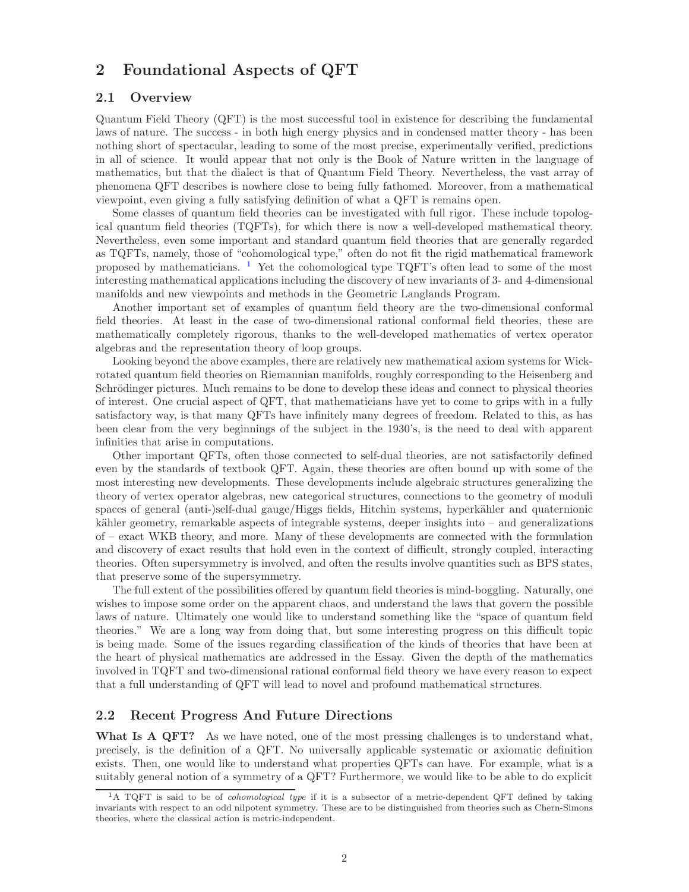## 2 Foundational Aspects of QFT

### 2.1 Overview

Quantum Field Theory (QFT) is the most successful tool in existence for describing the fundamental laws of nature. The success - in both high energy physics and in condensed matter theory - has been nothing short of spectacular, leading to some of the most precise, experimentally verified, predictions in all of science. It would appear that not only is the Book of Nature written in the language of mathematics, but that the dialect is that of Quantum Field Theory. Nevertheless, the vast array of phenomena QFT describes is nowhere close to being fully fathomed. Moreover, from a mathematical viewpoint, even giving a fully satisfying definition of what a QFT is remains open.

Some classes of quantum field theories can be investigated with full rigor. These include topological quantum field theories (TQFTs), for which there is now a well-developed mathematical theory. Nevertheless, even some important and standard quantum field theories that are generally regarded as TQFTs, namely, those of "cohomological type," often do not fit the rigid mathematical framework proposed by mathematicians. [1] Yet the cohomological type TQFT's often lead to some of the most interesting mathematical applications including the discovery of new invariants of 3- and 4-dimensional manifolds and new viewpoints and methods in the Geometric Langlands Program.

Another important set of examples of quantum field theory are the two-dimensional conformal field theories. At least in the case of two-dimensional rational conformal field theories, these are mathematically completely rigorous, thanks to the well-developed mathematics of vertex operator algebras and the representation theory of loop groups.

Looking beyond the above examples, there are relatively new mathematical axiom systems for Wick-rotated quantum field theories on Riemannian manifolds, roughly corresponding to the Heisenberg and Schrödinger pictures. Much remains to be done to develop these ideas and connect to physical theories of interest. One crucial aspect of QFT, that mathematicians have yet to come to grips with in a fully satisfactory way, is that many QFTs have infinitely many degrees of freedom. Related to this, as has been clear from the very beginnings of the subject in the 1930's, is the need to deal with apparent infinities that arise in computations.

Other important QFTs, often those connected to self-dual theories, are not satisfactorily defined even by the standards of textbook QFT. Again, these theories are often bound up with some of the most interesting new developments. These developments include algebraic structures generalizing the theory of vertex operator algebras, new categorical structures, connections to the geometry of moduli spaces of general (anti-)self-dual gauge/Higgs fields, Hitchin systems, hyperkähler and quaternionic kähler geometry, remarkable aspects of integrable systems, deeper insights into – and generalizations of – exact WKB theory, and more. Many of these developments are connected with the formulation and discovery of exact results that hold even in the context of difficult, strongly coupled, interacting theories. Often supersymmetry is involved, and often the results involve quantities such as BPS states, that preserve some of the supersymmetry.

The full extent of the possibilities offered by quantum field theories is mind-boggling. Naturally, one wishes to impose some order on the apparent chaos, and understand the laws that govern the possible laws of nature. Ultimately one would like to understand something like the "space of quantum field theories." We are a long way from doing that, but some interesting progress on this difficult topic is being made. Some of the issues regarding classification of the kinds of theories that have been at the heart of physical mathematics are addressed in the Essay. Given the depth of the mathematics involved in TQFT and two-dimensional rational conformal field theory we have every reason to expect that a full understanding of QFT will lead to novel and profound mathematical structures.

### 2.2 Recent Progress And Future Directions

**What Is A QFT?** As we have noted, one of the most pressing challenges is to understand what, precisely, is the definition of a QFT. No universally applicable systematic or axiomatic definition exists. Then, one would like to understand what properties QFTs can have. For example, what is a suitably general notion of a symmetry of a QFT? Furthermore, we would like to be able to do explicit

[1] A TQFT is said to be of *cohomological type* if it is a subsector of a metric-dependent QFT defined by taking invariants with respect to an odd nilpotent symmetry. These are to be distinguished from theories such as Chern-Simons theories, where the classical action is metric-independent.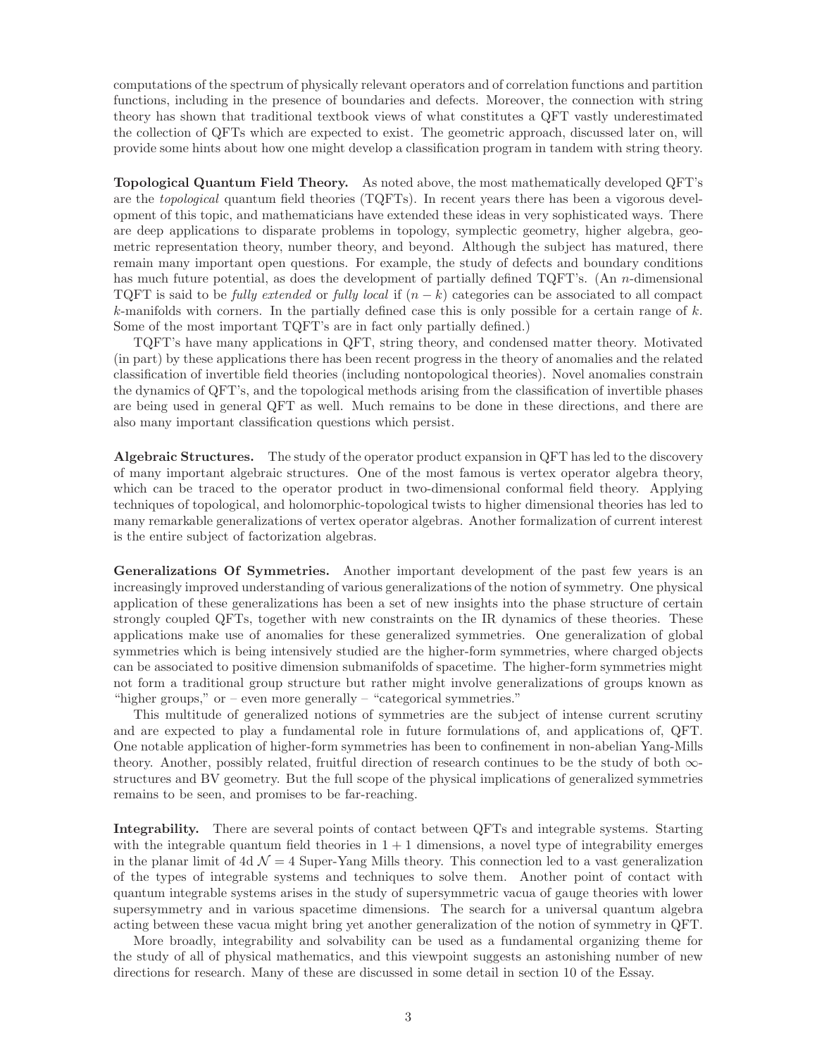computations of the spectrum of physically relevant operators and of correlation functions and partition functions, including in the presence of boundaries and defects. Moreover, the connection with string theory has shown that traditional textbook views of what constitutes a QFT vastly underestimated the collection of QFTs which are expected to exist. The geometric approach, discussed later on, will provide some hints about how one might develop a classification program in tandem with string theory.

**Topological Quantum Field Theory.** As noted above, the most mathematically developed QFT's are the *topological* quantum field theories (TQFTs). In recent years there has been a vigorous development of this topic, and mathematicians have extended these ideas in very sophisticated ways. There are deep applications to disparate problems in topology, symplectic geometry, higher algebra, geometric representation theory, number theory, and beyond. Although the subject has matured, there remain many important open questions. For example, the study of defects and boundary conditions has much future potential, as does the development of partially defined TQFT's. (An $n$-dimensional TQFT is said to be *fully extended* or *fully local* if $(n-k)$ categories can be associated to all compact $k$-manifolds with corners. In the partially defined case this is only possible for a certain range of $k$. Some of the most important TQFT's are in fact only partially defined.)

TQFT's have many applications in QFT, string theory, and condensed matter theory. Motivated (in part) by these applications there has been recent progress in the theory of anomalies and the related classification of invertible field theories (including nontopological theories). Novel anomalies constrain the dynamics of QFT's, and the topological methods arising from the classification of invertible phases are being used in general QFT as well. Much remains to be done in these directions, and there are also many important classification questions which persist.

**Algebraic Structures.** The study of the operator product expansion in QFT has led to the discovery of many important algebraic structures. One of the most famous is vertex operator algebra theory, which can be traced to the operator product in two-dimensional conformal field theory. Applying techniques of topological, and holomorphic-topological twists to higher dimensional theories has led to many remarkable generalizations of vertex operator algebras. Another formalization of current interest is the entire subject of factorization algebras.

**Generalizations Of Symmetries.** Another important development of the past few years is an increasingly improved understanding of various generalizations of the notion of symmetry. One physical application of these generalizations has been a set of new insights into the phase structure of certain strongly coupled QFTs, together with new constraints on the IR dynamics of these theories. These applications make use of anomalies for these generalized symmetries. One generalization of global symmetries which is being intensively studied are the higher-form symmetries, where charged objects can be associated to positive dimension submanifolds of spacetime. The higher-form symmetries might not form a traditional group structure but rather might involve generalizations of groups known as "higher groups," or – even more generally – "categorical symmetries."

This multitude of generalized notions of symmetries are the subject of intense current scrutiny and are expected to play a fundamental role in future formulations of, and applications of, QFT. One notable application of higher-form symmetries has been to confinement in non-abelian Yang-Mills theory. Another, possibly related, fruitful direction of research continues to be the study of both $\infty$-structures and BV geometry. But the full scope of the physical implications of generalized symmetries remains to be seen, and promises to be far-reaching.

**Integrability.** There are several points of contact between QFTs and integrable systems. Starting with the integrable quantum field theories in $1+1$ dimensions, a novel type of integrability emerges in the planar limit of 4d $\mathcal{N}=4$ Super-Yang Mills theory. This connection led to a vast generalization of the types of integrable systems and techniques to solve them. Another point of contact with quantum integrable systems arises in the study of supersymmetric vacua of gauge theories with lower supersymmetry and in various spacetime dimensions. The search for a universal quantum algebra acting between these vacua might bring yet another generalization of the notion of symmetry in QFT.

More broadly, integrability and solvability can be used as a fundamental organizing theme for the study of all of physical mathematics, and this viewpoint suggests an astonishing number of new directions for research. Many of these are discussed in some detail in section 10 of the Essay.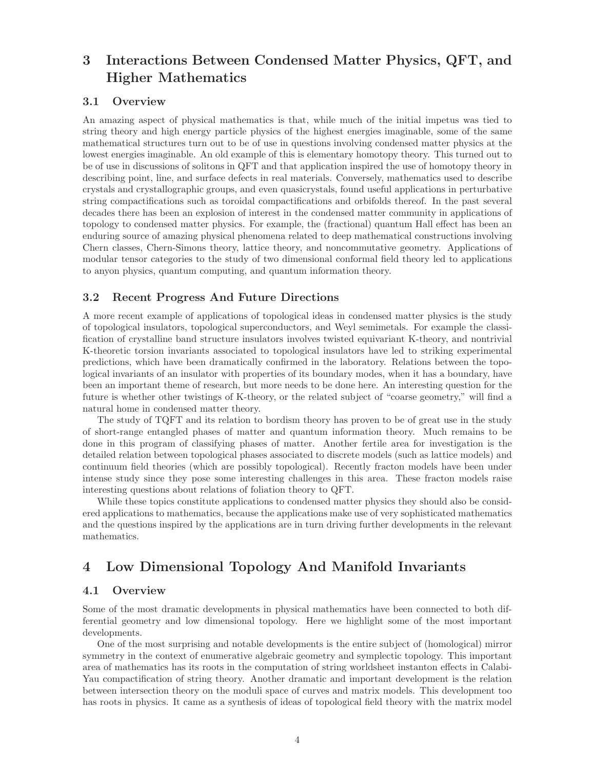# 3 Interactions Between Condensed Matter Physics, QFT, and Higher Mathematics

## 3.1 Overview

An amazing aspect of physical mathematics is that, while much of the initial impetus was tied to string theory and high energy particle physics of the highest energies imaginable, some of the same mathematical structures turn out to be of use in questions involving condensed matter physics at the lowest energies imaginable. An old example of this is elementary homotopy theory. This turned out to be of use in discussions of solitons in QFT and that application inspired the use of homotopy theory in describing point, line, and surface defects in real materials. Conversely, mathematics used to describe crystals and crystallographic groups, and even quasicrystals, found useful applications in perturbative string compactifications such as toroidal compactifications and orbifolds thereof. In the past several decades there has been an explosion of interest in the condensed matter community in applications of topology to condensed matter physics. For example, the (fractional) quantum Hall effect has been an enduring source of amazing physical phenomena related to deep mathematical constructions involving Chern classes, Chern-Simons theory, lattice theory, and noncommutative geometry. Applications of modular tensor categories to the study of two dimensional conformal field theory led to applications to anyon physics, quantum computing, and quantum information theory.

## 3.2 Recent Progress And Future Directions

A more recent example of applications of topological ideas in condensed matter physics is the study of topological insulators, topological superconductors, and Weyl semimetals. For example the classification of crystalline band structure insulators involves twisted equivariant K-theory, and nontrivial K-theoretic torsion invariants associated to topological insulators have led to striking experimental predictions, which have been dramatically confirmed in the laboratory. Relations between the topological invariants of an insulator with properties of its boundary modes, when it has a boundary, have been an important theme of research, but more needs to be done here. An interesting question for the future is whether other twistings of K-theory, or the related subject of "coarse geometry," will find a natural home in condensed matter theory.

The study of TQFT and its relation to bordism theory has proven to be of great use in the study of short-range entangled phases of matter and quantum information theory. Much remains to be done in this program of classifying phases of matter. Another fertile area for investigation is the detailed relation between topological phases associated to discrete models (such as lattice models) and continuum field theories (which are possibly topological). Recently fracton models have been under intense study since they pose some interesting challenges in this area. These fracton models raise interesting questions about relations of foliation theory to QFT.

While these topics constitute applications to condensed matter physics they should also be considered applications to mathematics, because the applications make use of very sophisticated mathematics and the questions inspired by the applications are in turn driving further developments in the relevant mathematics.

# 4 Low Dimensional Topology And Manifold Invariants

## 4.1 Overview

Some of the most dramatic developments in physical mathematics have been connected to both differential geometry and low dimensional topology. Here we highlight some of the most important developments.

One of the most surprising and notable developments is the entire subject of (homological) mirror symmetry in the context of enumerative algebraic geometry and symplectic topology. This important area of mathematics has its roots in the computation of string worldsheet instanton effects in Calabi-Yau compactification of string theory. Another dramatic and important development is the relation between intersection theory on the moduli space of curves and matrix models. This development too has roots in physics. It came as a synthesis of ideas of topological field theory with the matrix model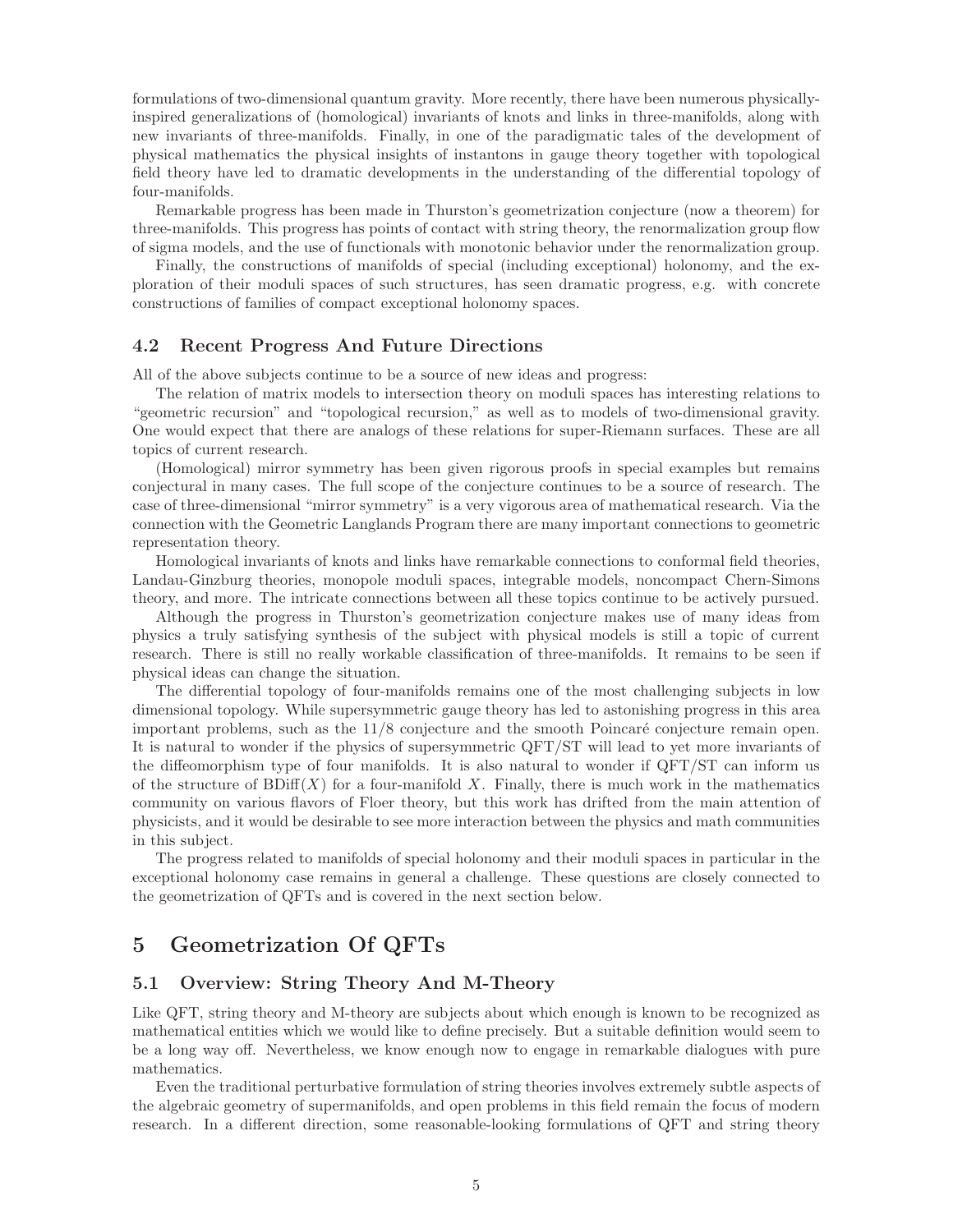formulations of two-dimensional quantum gravity. More recently, there have been numerous physically-inspired generalizations of (homological) invariants of knots and links in three-manifolds, along with new invariants of three-manifolds. Finally, in one of the paradigmatic tales of the development of physical mathematics the physical insights of instantons in gauge theory together with topological field theory have led to dramatic developments in the understanding of the differential topology of four-manifolds.

Remarkable progress has been made in Thurston's geometrization conjecture (now a theorem) for three-manifolds. This progress has points of contact with string theory, the renormalization group flow of sigma models, and the use of functionals with monotonic behavior under the renormalization group.

Finally, the constructions of manifolds of special (including exceptional) holonomy, and the exploration of their moduli spaces of such structures, has seen dramatic progress, e.g. with concrete constructions of families of compact exceptional holonomy spaces.

### 4.2 Recent Progress And Future Directions

All of the above subjects continue to be a source of new ideas and progress:

The relation of matrix models to intersection theory on moduli spaces has interesting relations to "geometric recursion" and "topological recursion," as well as to models of two-dimensional gravity. One would expect that there are analogs of these relations for super-Riemann surfaces. These are all topics of current research.

(Homological) mirror symmetry has been given rigorous proofs in special examples but remains conjectural in many cases. The full scope of the conjecture continues to be a source of research. The case of three-dimensional "mirror symmetry" is a very vigorous area of mathematical research. Via the connection with the Geometric Langlands Program there are many important connections to geometric representation theory.

Homological invariants of knots and links have remarkable connections to conformal field theories, Landau-Ginzburg theories, monopole moduli spaces, integrable models, noncompact Chern-Simons theory, and more. The intricate connections between all these topics continue to be actively pursued.

Although the progress in Thurston's geometrization conjecture makes use of many ideas from physics a truly satisfying synthesis of the subject with physical models is still a topic of current research. There is still no really workable classification of three-manifolds. It remains to be seen if physical ideas can change the situation.

The differential topology of four-manifolds remains one of the most challenging subjects in low dimensional topology. While supersymmetric gauge theory has led to astonishing progress in this area important problems, such as the 11/8 conjecture and the smooth Poincaré conjecture remain open. It is natural to wonder if the physics of supersymmetric QFT/ST will lead to yet more invariants of the diffeomorphism type of four manifolds. It is also natural to wonder if QFT/ST can inform us of the structure of $\mathrm{BDiff}(X)$ for a four-manifold $X$. Finally, there is much work in the mathematics community on various flavors of Floer theory, but this work has drifted from the main attention of physicists, and it would be desirable to see more interaction between the physics and math communities in this subject.

The progress related to manifolds of special holonomy and their moduli spaces in particular in the exceptional holonomy case remains in general a challenge. These questions are closely connected to the geometrization of QFTs and is covered in the next section below.

## 5 Geometrization Of QFTs

### 5.1 Overview: String Theory And M-Theory

Like QFT, string theory and M-theory are subjects about which enough is known to be recognized as mathematical entities which we would like to define precisely. But a suitable definition would seem to be a long way off. Nevertheless, we know enough now to engage in remarkable dialogues with pure mathematics.

Even the traditional perturbative formulation of string theories involves extremely subtle aspects of the algebraic geometry of supermanifolds, and open problems in this field remain the focus of modern research. In a different direction, some reasonable-looking formulations of QFT and string theory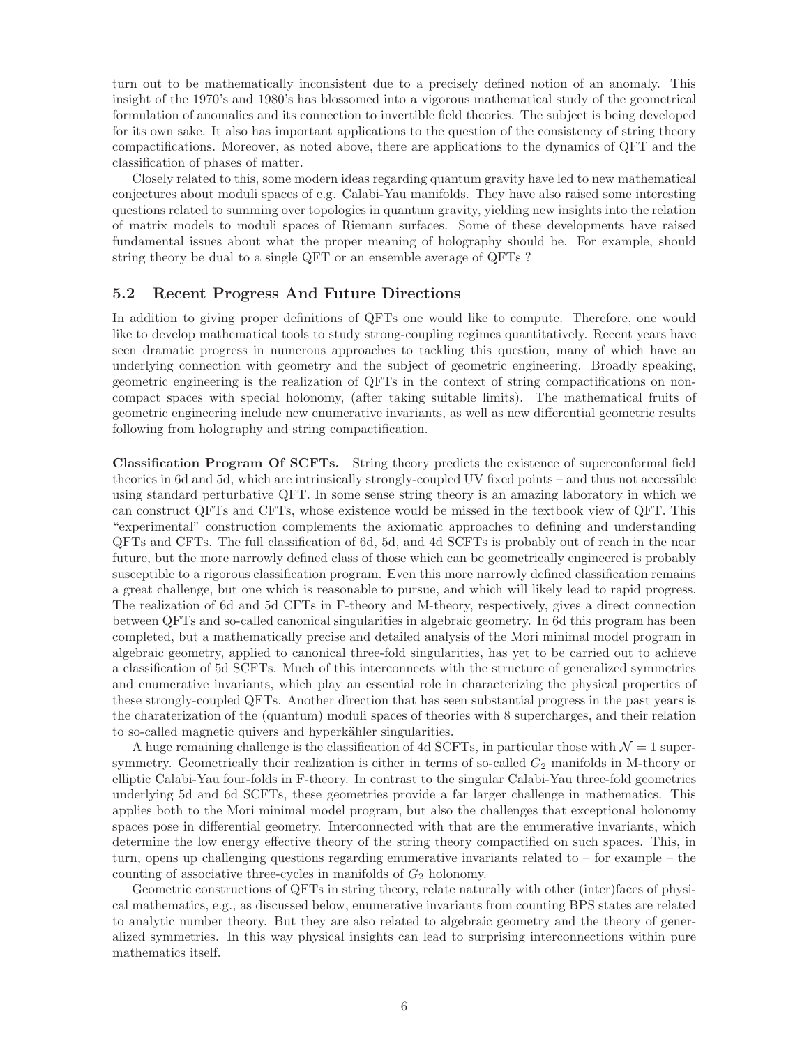turn out to be mathematically inconsistent due to a precisely defined notion of an anomaly. This insight of the 1970's and 1980's has blossomed into a vigorous mathematical study of the geometrical formulation of anomalies and its connection to invertible field theories. The subject is being developed for its own sake. It also has important applications to the question of the consistency of string theory compactifications. Moreover, as noted above, there are applications to the dynamics of QFT and the classification of phases of matter.

Closely related to this, some modern ideas regarding quantum gravity have led to new mathematical conjectures about moduli spaces of e.g. Calabi-Yau manifolds. They have also raised some interesting questions related to summing over topologies in quantum gravity, yielding new insights into the relation of matrix models to moduli spaces of Riemann surfaces. Some of these developments have raised fundamental issues about what the proper meaning of holography should be. For example, should string theory be dual to a single QFT or an ensemble average of QFTs ?

## 5.2 Recent Progress And Future Directions

In addition to giving proper definitions of QFTs one would like to compute. Therefore, one would like to develop mathematical tools to study strong-coupling regimes quantitatively. Recent years have seen dramatic progress in numerous approaches to tackling this question, many of which have an underlying connection with geometry and the subject of geometric engineering. Broadly speaking, geometric engineering is the realization of QFTs in the context of string compactifications on non-compact spaces with special holonomy, (after taking suitable limits). The mathematical fruits of geometric engineering include new enumerative invariants, as well as new differential geometric results following from holography and string compactification.

**Classification Program Of SCFTs.** String theory predicts the existence of superconformal field theories in 6d and 5d, which are intrinsically strongly-coupled UV fixed points – and thus not accessible using standard perturbative QFT. In some sense string theory is an amazing laboratory in which we can construct QFTs and CFTs, whose existence would be missed in the textbook view of QFT. This "experimental" construction complements the axiomatic approaches to defining and understanding QFTs and CFTs. The full classification of 6d, 5d, and 4d SCFTs is probably out of reach in the near future, but the more narrowly defined class of those which can be geometrically engineered is probably susceptible to a rigorous classification program. Even this more narrowly defined classification remains a great challenge, but one which is reasonable to pursue, and which will likely lead to rapid progress. The realization of 6d and 5d CFTs in F-theory and M-theory, respectively, gives a direct connection between QFTs and so-called canonical singularities in algebraic geometry. In 6d this program has been completed, but a mathematically precise and detailed analysis of the Mori minimal model program in algebraic geometry, applied to canonical three-fold singularities, has yet to be carried out to achieve a classification of 5d SCFTs. Much of this interconnects with the structure of generalized symmetries and enumerative invariants, which play an essential role in characterizing the physical properties of these strongly-coupled QFTs. Another direction that has seen substantial progress in the past years is the charaterization of the (quantum) moduli spaces of theories with 8 supercharges, and their relation to so-called magnetic quivers and hyperkähler singularities.

A huge remaining challenge is the classification of 4d SCFTs, in particular those with $\mathcal{N} = 1$ supersymmetry. Geometrically their realization is either in terms of so-called $G_2$ manifolds in M-theory or elliptic Calabi-Yau four-folds in F-theory. In contrast to the singular Calabi-Yau three-fold geometries underlying 5d and 6d SCFTs, these geometries provide a far larger challenge in mathematics. This applies both to the Mori minimal model program, but also the challenges that exceptional holonomy spaces pose in differential geometry. Interconnected with that are the enumerative invariants, which determine the low energy effective theory of the string theory compactified on such spaces. This, in turn, opens up challenging questions regarding enumerative invariants related to – for example – the counting of associative three-cycles in manifolds of $G_2$ holonomy.

Geometric constructions of QFTs in string theory, relate naturally with other (inter)faces of physical mathematics, e.g., as discussed below, enumerative invariants from counting BPS states are related to analytic number theory. But they are also related to algebraic geometry and the theory of generalized symmetries. In this way physical insights can lead to surprising interconnections within pure mathematics itself.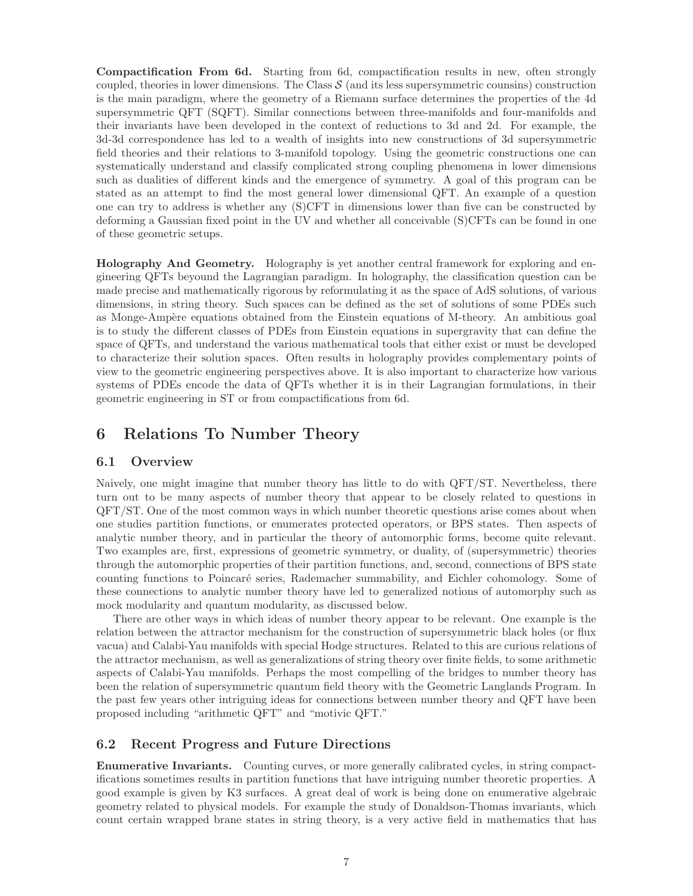**Compactification From 6d.** Starting from 6d, compactification results in new, often strongly coupled, theories in lower dimensions. The Class $\mathcal{S}$ (and its less supersymmetric counsins) construction is the main paradigm, where the geometry of a Riemann surface determines the properties of the 4d supersymmetric QFT (SQFT). Similar connections between three-manifolds and four-manifolds and their invariants have been developed in the context of reductions to 3d and 2d. For example, the 3d-3d correspondence has led to a wealth of insights into new constructions of 3d supersymmetric field theories and their relations to 3-manifold topology. Using the geometric constructions one can systematically understand and classify complicated strong coupling phenomena in lower dimensions such as dualities of different kinds and the emergence of symmetry. A goal of this program can be stated as an attempt to find the most general lower dimensional QFT. An example of a question one can try to address is whether any (S)CFT in dimensions lower than five can be constructed by deforming a Gaussian fixed point in the UV and whether all conceivable (S)CFTs can be found in one of these geometric setups.

**Holography And Geometry.** Holography is yet another central framework for exploring and engineering QFTs beyound the Lagrangian paradigm. In holography, the classification question can be made precise and mathematically rigorous by reformulating it as the space of AdS solutions, of various dimensions, in string theory. Such spaces can be defined as the set of solutions of some PDEs such as Monge-Ampère equations obtained from the Einstein equations of M-theory. An ambitious goal is to study the different classes of PDEs from Einstein equations in supergravity that can define the space of QFTs, and understand the various mathematical tools that either exist or must be developed to characterize their solution spaces. Often results in holography provides complementary points of view to the geometric engineering perspectives above. It is also important to characterize how various systems of PDEs encode the data of QFTs whether it is in their Lagrangian formulations, in their geometric engineering in ST or from compactifications from 6d.

# 6 Relations To Number Theory

## 6.1 Overview

Naively, one might imagine that number theory has little to do with QFT/ST. Nevertheless, there turn out to be many aspects of number theory that appear to be closely related to questions in QFT/ST. One of the most common ways in which number theoretic questions arise comes about when one studies partition functions, or enumerates protected operators, or BPS states. Then aspects of analytic number theory, and in particular the theory of automorphic forms, become quite relevant. Two examples are, first, expressions of geometric symmetry, or duality, of (supersymmetric) theories through the automorphic properties of their partition functions, and, second, connections of BPS state counting functions to Poincaré series, Rademacher summability, and Eichler cohomology. Some of these connections to analytic number theory have led to generalized notions of automorphy such as mock modularity and quantum modularity, as discussed below.

There are other ways in which ideas of number theory appear to be relevant. One example is the relation between the attractor mechanism for the construction of supersymmetric black holes (or flux vacua) and Calabi-Yau manifolds with special Hodge structures. Related to this are curious relations of the attractor mechanism, as well as generalizations of string theory over finite fields, to some arithmetic aspects of Calabi-Yau manifolds. Perhaps the most compelling of the bridges to number theory has been the relation of supersymmetric quantum field theory with the Geometric Langlands Program. In the past few years other intriguing ideas for connections between number theory and QFT have been proposed including "arithmetic QFT" and "motivic QFT."

## 6.2 Recent Progress and Future Directions

**Enumerative Invariants.** Counting curves, or more generally calibrated cycles, in string compactifications sometimes results in partition functions that have intriguing number theoretic properties. A good example is given by K3 surfaces. A great deal of work is being done on enumerative algebraic geometry related to physical models. For example the study of Donaldson-Thomas invariants, which count certain wrapped brane states in string theory, is a very active field in mathematics that has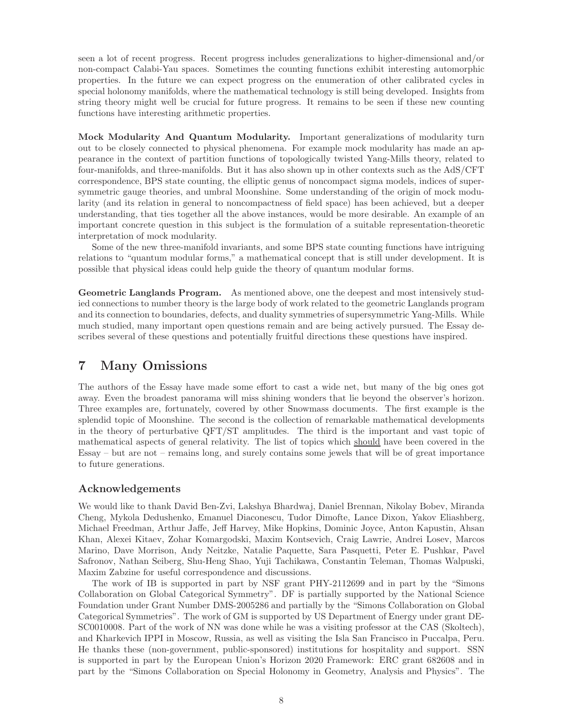seen a lot of recent progress. Recent progress includes generalizations to higher-dimensional and/or non-compact Calabi-Yau spaces. Sometimes the counting functions exhibit interesting automorphic properties. In the future we can expect progress on the enumeration of other calibrated cycles in special holonomy manifolds, where the mathematical technology is still being developed. Insights from string theory might well be crucial for future progress. It remains to be seen if these new counting functions have interesting arithmetic properties.

**Mock Modularity And Quantum Modularity.** Important generalizations of modularity turn out to be closely connected to physical phenomena. For example mock modularity has made an appearance in the context of partition functions of topologically twisted Yang-Mills theory, related to four-manifolds, and three-manifolds. But it has also shown up in other contexts such as the AdS/CFT correspondence, BPS state counting, the elliptic genus of noncompact sigma models, indices of supersymmetric gauge theories, and umbral Moonshine. Some understanding of the origin of mock modularity (and its relation in general to noncompactness of field space) has been achieved, but a deeper understanding, that ties together all the above instances, would be more desirable. An example of an important concrete question in this subject is the formulation of a suitable representation-theoretic interpretation of mock modularity.

Some of the new three-manifold invariants, and some BPS state counting functions have intriguing relations to "quantum modular forms," a mathematical concept that is still under development. It is possible that physical ideas could help guide the theory of quantum modular forms.

**Geometric Langlands Program.** As mentioned above, one the deepest and most intensively studied connections to number theory is the large body of work related to the geometric Langlands program and its connection to boundaries, defects, and duality symmetries of supersymmetric Yang-Mills. While much studied, many important open questions remain and are being actively pursued. The Essay describes several of these questions and potentially fruitful directions these questions have inspired.

# 7 Many Omissions

The authors of the Essay have made some effort to cast a wide net, but many of the big ones got away. Even the broadest panorama will miss shining wonders that lie beyond the observer's horizon. Three examples are, fortunately, covered by other Snowmass documents. The first example is the splendid topic of Moonshine. The second is the collection of remarkable mathematical developments in the theory of perturbative QFT/ST amplitudes. The third is the important and vast topic of mathematical aspects of general relativity. The list of topics which <u>should</u> have been covered in the Essay – but are not – remains long, and surely contains some jewels that will be of great importance to future generations.

## Acknowledgements

We would like to thank David Ben-Zvi, Lakshya Bhardwaj, Daniel Brennan, Nikolay Bobev, Miranda Cheng, Mykola Dedushenko, Emanuel Diaconescu, Tudor Dimofte, Lance Dixon, Yakov Eliashberg, Michael Freedman, Arthur Jaffe, Jeff Harvey, Mike Hopkins, Dominic Joyce, Anton Kapustin, Ahsan Khan, Alexei Kitaev, Zohar Komargodski, Maxim Kontsevich, Craig Lawrie, Andrei Losev, Marcos Marino, Dave Morrison, Andy Neitzke, Natalie Paquette, Sara Pasquetti, Peter E. Pushkar, Pavel Safronov, Nathan Seiberg, Shu-Heng Shao, Yuji Tachikawa, Constantin Teleman, Thomas Walpuski, Maxim Zabzine for useful correspondence and discussions.

The work of IB is supported in part by NSF grant PHY-2112699 and in part by the "Simons Collaboration on Global Categorical Symmetry". DF is partially supported by the National Science Foundation under Grant Number DMS-2005286 and partially by the "Simons Collaboration on Global Categorical Symmetries". The work of GM is supported by US Department of Energy under grant DE-SC0010008. Part of the work of NN was done while he was a visiting professor at the CAS (Skoltech), and Kharkevich IPPI in Moscow, Russia, as well as visiting the Isla San Francisco in Puccalpa, Peru. He thanks these (non-government, public-sponsored) institutions for hospitality and support. SSN is supported in part by the European Union's Horizon 2020 Framework: ERC grant 682608 and in part by the "Simons Collaboration on Special Holonomy in Geometry, Analysis and Physics". The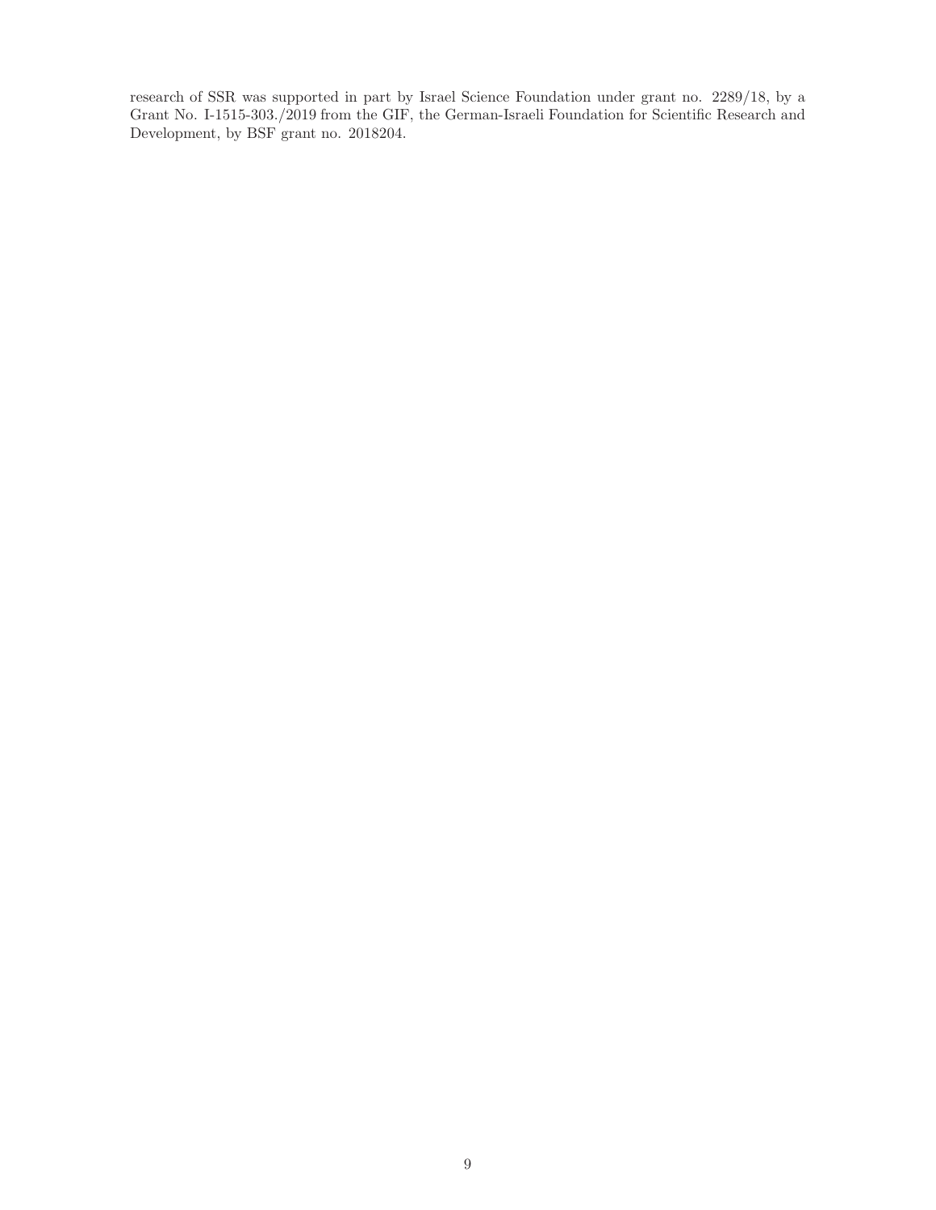research of SSR was supported in part by Israel Science Foundation under grant no. 2289/18, by a Grant No. I-1515-303./2019 from the GIF, the German-Israeli Foundation for Scientific Research and Development, by BSF grant no. 2018204.